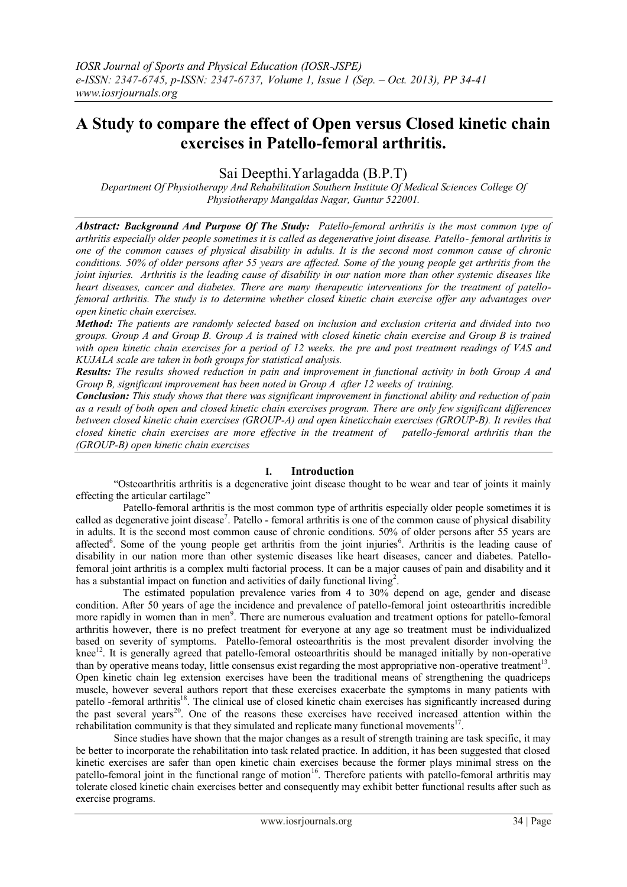# A Study to compare the effect of Open versus Closed kinetic chain exercises in Patello-femoral arthritis.

Sai Deepthi.Yarlagadda (B.P.T)

*Department Of Physiotherapy And Rehabilitation Southern Institute Of Medical Sciences College Of Physiotherapy Mangaldas Nagar, Guntur 522001.*

***Abstract: Background And Purpose Of The Study:*** *Patello-femoral arthritis is the most common type of arthritis especially older people sometimes it is called as degenerative joint disease. Patello- femoral arthritis is one of the common causes of physical disability in adults. It is the second most common cause of chronic conditions. 50% of older persons after 55 years are affected. Some of the young people get arthritis from the joint injuries. Arthritis is the leading cause of disability in our nation more than other systemic diseases like heart diseases, cancer and diabetes. There are many therapeutic interventions for the treatment of patello-femoral arthritis. The study is to determine whether closed kinetic chain exercise offer any advantages over open kinetic chain exercises.*

***Method:*** *The patients are randomly selected based on inclusion and exclusion criteria and divided into two groups. Group A and Group B. Group A is trained with closed kinetic chain exercise and Group B is trained with open kinetic chain exercises for a period of 12 weeks. the pre and post treatment readings of VAS and KUJALA scale are taken in both groups for statistical analysis.*

***Results:*** *The results showed reduction in pain and improvement in functional activity in both Group A and Group B, significant improvement has been noted in Group A after 12 weeks of training.*

***Conclusion:*** *This study shows that there was significant improvement in functional ability and reduction of pain as a result of both open and closed kinetic chain exercises program. There are only few significant differences between closed kinetic chain exercises (GROUP-A) and open kineticchain exercises (GROUP-B). It reviles that closed kinetic chain exercises are more effective in the treatment of patello-femoral arthritis than the (GROUP-B) open kinetic chain exercises*

## I. Introduction

"Osteoarthritis arthritis is a degenerative joint disease thought to be wear and tear of joints it mainly effecting the articular cartilage"

Patello-femoral arthritis is the most common type of arthritis especially older people sometimes it is called as degenerative joint disease[7]. Patello - femoral arthritis is one of the common cause of physical disability in adults. It is the second most common cause of chronic conditions. 50% of older persons after 55 years are affected[6]. Some of the young people get arthritis from the joint injuries[6]. Arthritis is the leading cause of disability in our nation more than other systemic diseases like heart diseases, cancer and diabetes. Patello-femoral joint arthritis is a complex multi factorial process. It can be a major causes of pain and disability and it has a substantial impact on function and activities of daily functional living[2].

The estimated population prevalence varies from 4 to 30% depend on age, gender and disease condition. After 50 years of age the incidence and prevalence of patello-femoral joint osteoarthritis incredible more rapidly in women than in men[9]. There are numerous evaluation and treatment options for patello-femoral arthritis however, there is no prefect treatment for everyone at any age so treatment must be individualized based on severity of symptoms. Patello-femoral osteoarthritis is the most prevalent disorder involving the knee[12]. It is generally agreed that patello-femoral osteoarthritis should be managed initially by non-operative than by operative means today, little consensus exist regarding the most appropriative non-operative treatment[13]. Open kinetic chain leg extension exercises have been the traditional means of strengthening the quadriceps muscle, however several authors report that these exercises exacerbate the symptoms in many patients with patello -femoral arthritis[18]. The clinical use of closed kinetic chain exercises has significantly increased during the past several years[20]. One of the reasons these exercises have received increased attention within the rehabilitation community is that they simulated and replicate many functional movements[17].

Since studies have shown that the major changes as a result of strength training are task specific, it may be better to incorporate the rehabilitation into task related practice. In addition, it has been suggested that closed kinetic exercises are safer than open kinetic chain exercises because the former plays minimal stress on the patello-femoral joint in the functional range of motion[16]. Therefore patients with patello-femoral arthritis may tolerate closed kinetic chain exercises better and consequently may exhibit better functional results after such as exercise programs.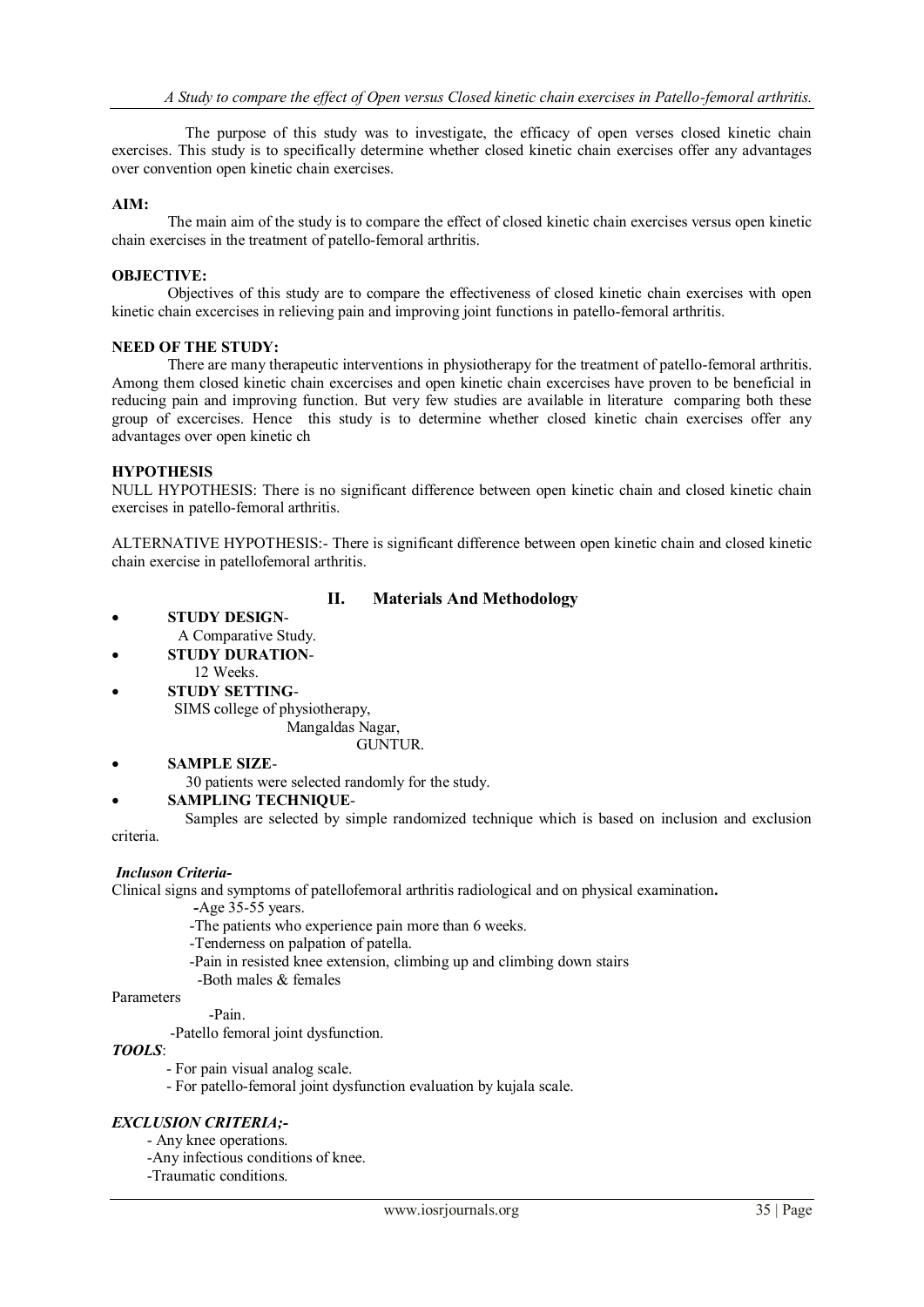The purpose of this study was to investigate, the efficacy of open verses closed kinetic chain exercises. This study is to specifically determine whether closed kinetic chain exercises offer any advantages over convention open kinetic chain exercises.

**AIM:**

The main aim of the study is to compare the effect of closed kinetic chain exercises versus open kinetic chain exercises in the treatment of patello-femoral arthritis.

**OBJECTIVE:**

Objectives of this study are to compare the effectiveness of closed kinetic chain exercises with open kinetic chain excercises in relieving pain and improving joint functions in patello-femoral arthritis.

**NEED OF THE STUDY:**

There are many therapeutic interventions in physiotherapy for the treatment of patello-femoral arthritis. Among them closed kinetic chain excercises and open kinetic chain excercises have proven to be beneficial in reducing pain and improving function. But very few studies are available in literature comparing both these group of excercises. Hence this study is to determine whether closed kinetic chain exercises offer any advantages over open kinetic ch

**HYPOTHESIS**

NULL HYPOTHESIS: There is no significant difference between open kinetic chain and closed kinetic chain exercises in patello-femoral arthritis.

ALTERNATIVE HYPOTHESIS:- There is significant difference between open kinetic chain and closed kinetic chain exercise in patellofemoral arthritis.

## II. Materials And Methodology

- **STUDY DESIGN**-
  A Comparative Study.
- **STUDY DURATION**-
  12 Weeks.
- **STUDY SETTING**-
  SIMS college of physiotherapy,
  Mangaldas Nagar,
  GUNTUR.
- **SAMPLE SIZE**-
  30 patients were selected randomly for the study.
- **SAMPLING TECHNIQUE**-
  Samples are selected by simple randomized technique which is based on inclusion and exclusion criteria.

***Incluson Criteria-***

Clinical signs and symptoms of patellofemoral arthritis radiological and on physical examination**.**

-Age 35-55 years.
-The patients who experience pain more than 6 weeks.
-Tenderness on palpation of patella.
-Pain in resisted knee extension, climbing up and climbing down stairs
-Both males & females

Parameters

-Pain.
-Patello femoral joint dysfunction.

***TOOLS***:

- For pain visual analog scale.
- For patello-femoral joint dysfunction evaluation by kujala scale.

***EXCLUSION CRITERIA;-***

- Any knee operations.
-Any infectious conditions of knee.
-Traumatic conditions.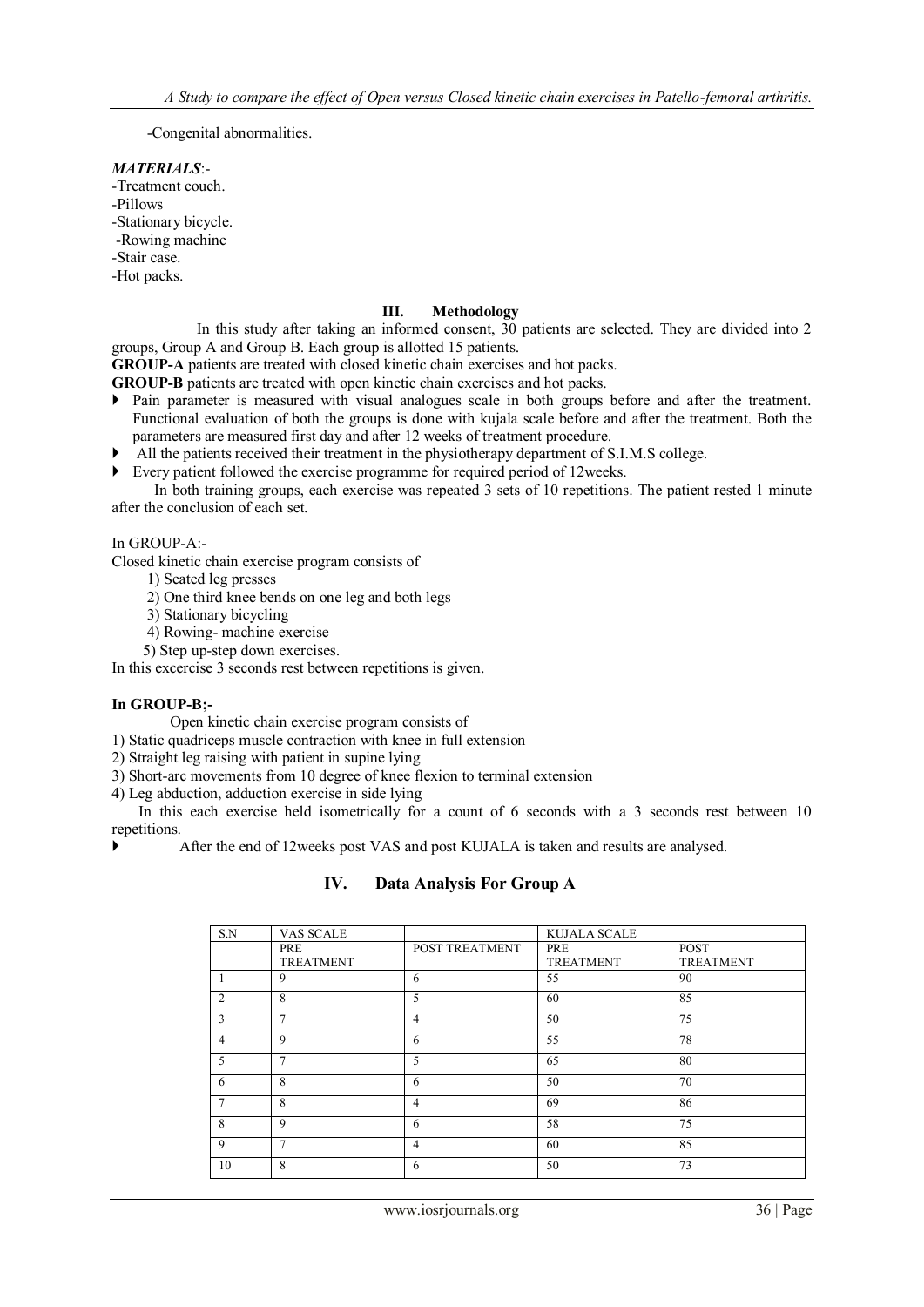-Congenital abnormalities.

***MATERIALS***:-

-Treatment couch.
-Pillows
-Stationary bicycle.
-Rowing machine
-Stair case.
-Hot packs.

## III. Methodology

In this study after taking an informed consent, 30 patients are selected. They are divided into 2 groups, Group A and Group B. Each group is allotted 15 patients.

**GROUP-A** patients are treated with closed kinetic chain exercises and hot packs.

**GROUP-B** patients are treated with open kinetic chain exercises and hot packs.

- Pain parameter is measured with visual analogues scale in both groups before and after the treatment. Functional evaluation of both the groups is done with kujala scale before and after the treatment. Both the parameters are measured first day and after 12 weeks of treatment procedure.
- All the patients received their treatment in the physiotherapy department of S.I.M.S college.
- Every patient followed the exercise programme for required period of 12weeks.

In both training groups, each exercise was repeated 3 sets of 10 repetitions. The patient rested 1 minute after the conclusion of each set.

In GROUP-A:-

Closed kinetic chain exercise program consists of

1) Seated leg presses
2) One third knee bends on one leg and both legs
3) Stationary bicycling
4) Rowing- machine exercise
5) Step up-step down exercises.

In this excercise 3 seconds rest between repetitions is given.

**In GROUP-B;-**

Open kinetic chain exercise program consists of

1) Static quadriceps muscle contraction with knee in full extension
2) Straight leg raising with patient in supine lying
3) Short-arc movements from 10 degree of knee flexion to terminal extension
4) Leg abduction, adduction exercise in side lying

In this each exercise held isometrically for a count of 6 seconds with a 3 seconds rest between 10 repetitions.

- After the end of 12weeks post VAS and post KUJALA is taken and results are analysed.

## IV. Data Analysis For Group A

| S.N | VAS SCALE | | KUJALA SCALE | |
|---|---|---|---|---|
| | PRE TREATMENT | POST TREATMENT | PRE TREATMENT | POST TREATMENT |
| 1 | 9 | 6 | 55 | 90 |
| 2 | 8 | 5 | 60 | 85 |
| 3 | 7 | 4 | 50 | 75 |
| 4 | 9 | 6 | 55 | 78 |
| 5 | 7 | 5 | 65 | 80 |
| 6 | 8 | 6 | 50 | 70 |
| 7 | 8 | 4 | 69 | 86 |
| 8 | 9 | 6 | 58 | 75 |
| 9 | 7 | 4 | 60 | 85 |
| 10 | 8 | 6 | 50 | 73 |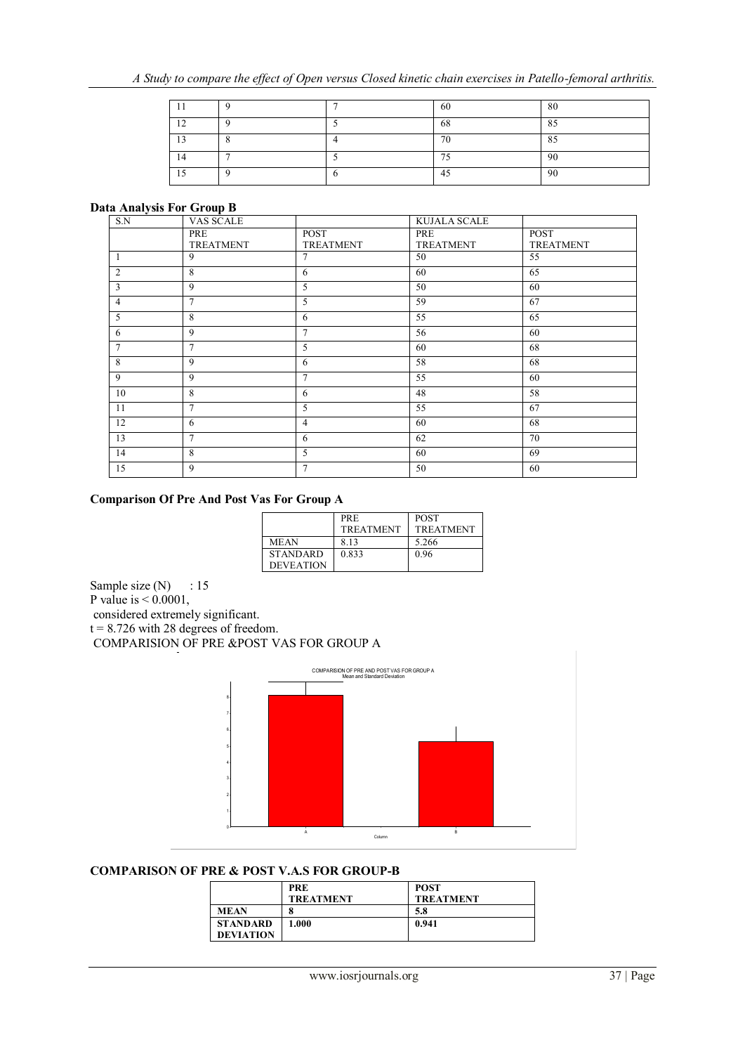| | | | | |
|---|---|---|---|---|
| 11 | 9 | 7 | 60 | 80 |
| 12 | 9 | 5 | 68 | 85 |
| 13 | 8 | 4 | 70 | 85 |
| 14 | 7 | 5 | 75 | 90 |
| 15 | 9 | 6 | 45 | 90 |

**Data Analysis For Group B**

| S.N | VAS SCALE | | KUJALA SCALE | |
|---|---|---|---|---|
| | PRE TREATMENT | POST TREATMENT | PRE TREATMENT | POST TREATMENT |
| 1 | 9 | 7 | 50 | 55 |
| 2 | 8 | 6 | 60 | 65 |
| 3 | 9 | 5 | 50 | 60 |
| 4 | 7 | 5 | 59 | 67 |
| 5 | 8 | 6 | 55 | 65 |
| 6 | 9 | 7 | 56 | 60 |
| 7 | 7 | 5 | 60 | 68 |
| 8 | 9 | 6 | 58 | 68 |
| 9 | 9 | 7 | 55 | 60 |
| 10 | 8 | 6 | 48 | 58 |
| 11 | 7 | 5 | 55 | 67 |
| 12 | 6 | 4 | 60 | 68 |
| 13 | 7 | 6 | 62 | 70 |
| 14 | 8 | 5 | 60 | 69 |
| 15 | 9 | 7 | 50 | 60 |

**Comparison Of Pre And Post Vas For Group A**

| | PRE TREATMENT | POST TREATMENT |
|---|---|---|
| MEAN | 8.13 | 5.266 |
| STANDARD DEVEATION | 0.833 | 0.96 |

Sample size (N) : 15

P value is < 0.0001,

considered extremely significant.

t = 8.726 with 28 degrees of freedom.

COMPARISION OF PRE &POST VAS FOR GROUP A

**COMPARISON OF PRE & POST V.A.S FOR GROUP-B**

| | **PRE TREATMENT** | **POST TREATMENT** |
|---|---|---|
| **MEAN** | **8** | **5.8** |
| **STANDARD DEVIATION** | **1.000** | **0.941** |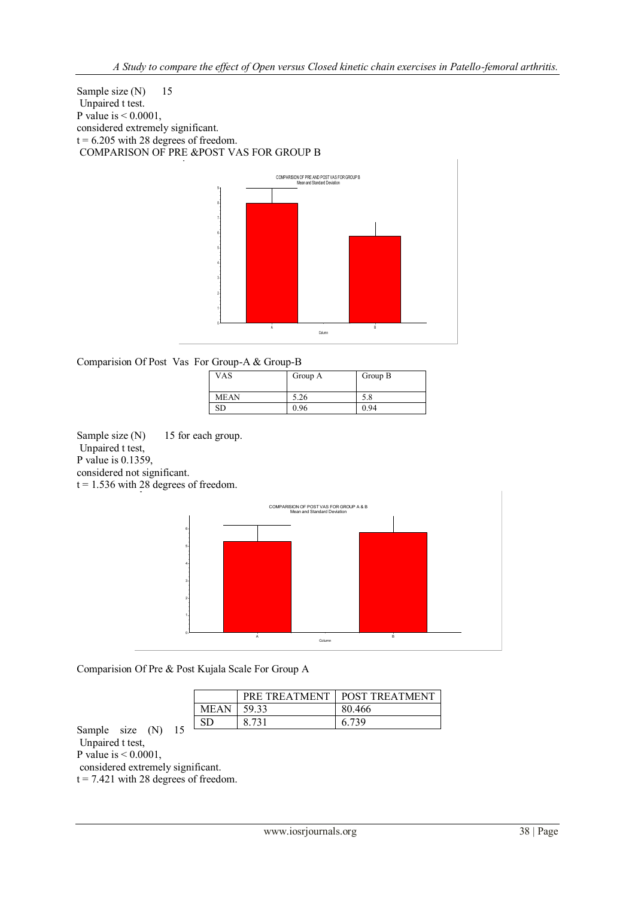Sample size (N) 15

Unpaired t test.

P value is < 0.0001,

considered extremely significant.

t = 6.205 with 28 degrees of freedom.

COMPARISON OF PRE &POST VAS FOR GROUP B

Comparision Of Post Vas For Group-A & Group-B

| VAS | Group A | Group B |
|---|---|---|
| MEAN | 5.26 | 5.8 |
| SD | 0.96 | 0.94 |

Sample size (N) 15 for each group.

Unpaired t test,

P value is 0.1359,

considered not significant.

t = 1.536 with 28 degrees of freedom.

Comparision Of Pre & Post Kujala Scale For Group A

| | PRE TREATMENT | POST TREATMENT |
|---|---|---|
| MEAN | 59.33 | 80.466 |
| SD | 8.731 | 6.739 |

Sample size (N) 15

Unpaired t test,

P value is < 0.0001,

considered extremely significant.

t = 7.421 with 28 degrees of freedom.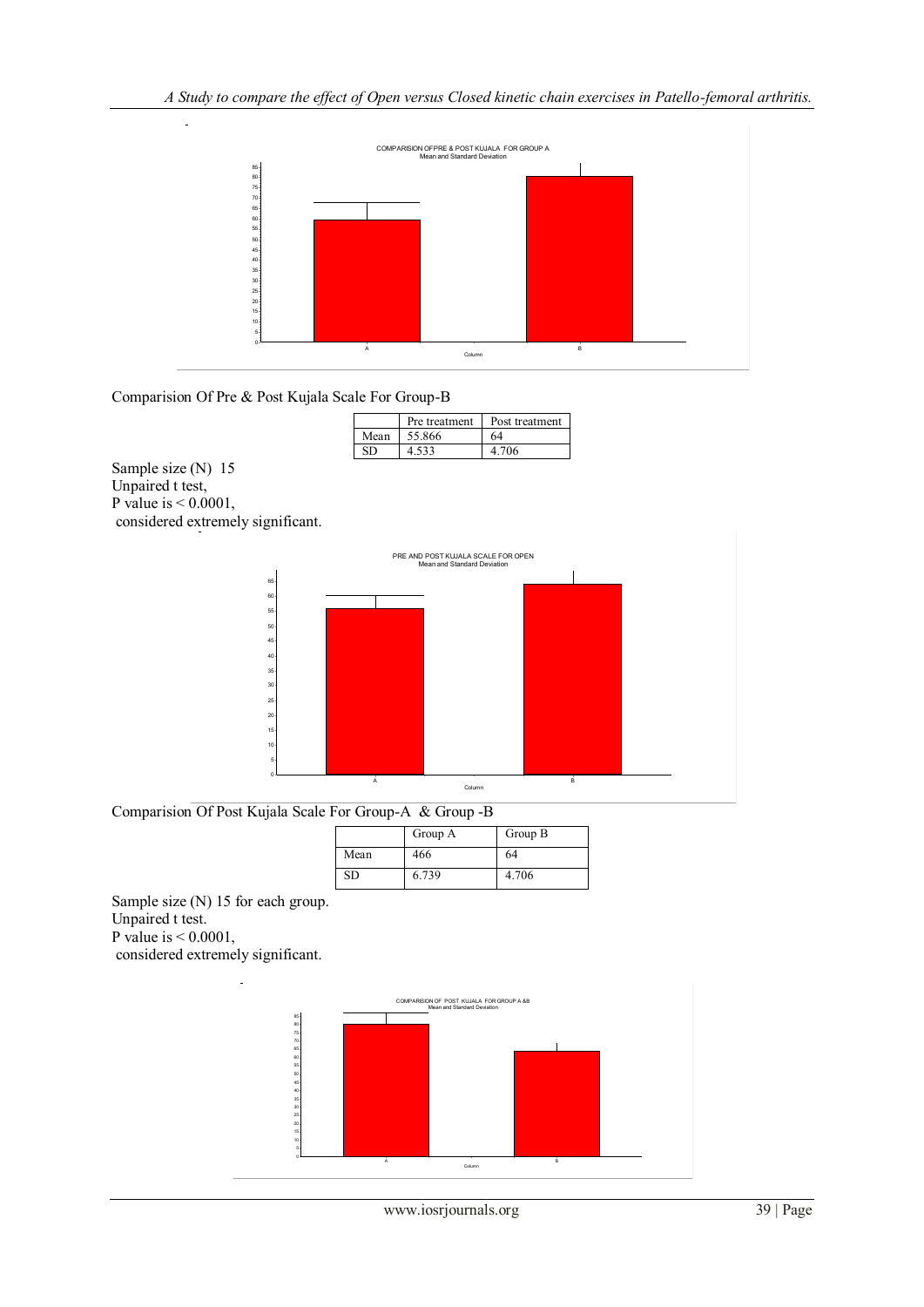Comparision Of Pre & Post Kujala Scale For Group-B

| | Pre treatment | Post treatment |
|---|---|---|
| Mean | 55.866 | 64 |
| SD | 4.533 | 4.706 |

Sample size (N) 15
Unpaired t test,
P value is < 0.0001,
considered extremely significant.

Comparision Of Post Kujala Scale For Group-A & Group -B

| | Group A | Group B |
|---|---|---|
| Mean | 466 | 64 |
| SD | 6.739 | 4.706 |

Sample size (N) 15 for each group.
Unpaired t test.
P value is < 0.0001,
considered extremely significant.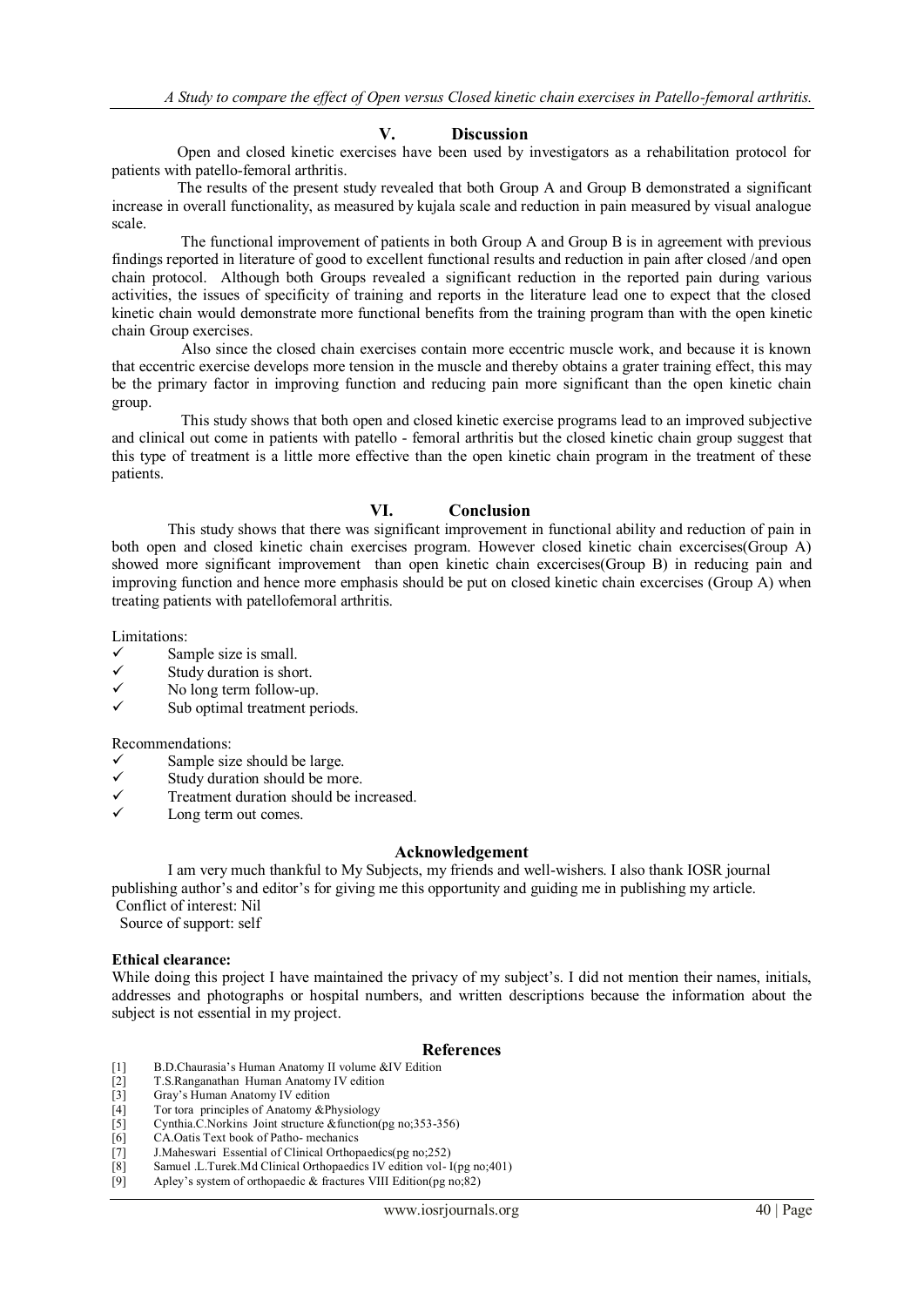## V. Discussion

Open and closed kinetic exercises have been used by investigators as a rehabilitation protocol for patients with patello-femoral arthritis.

The results of the present study revealed that both Group A and Group B demonstrated a significant increase in overall functionality, as measured by kujala scale and reduction in pain measured by visual analogue scale.

The functional improvement of patients in both Group A and Group B is in agreement with previous findings reported in literature of good to excellent functional results and reduction in pain after closed /and open chain protocol. Although both Groups revealed a significant reduction in the reported pain during various activities, the issues of specificity of training and reports in the literature lead one to expect that the closed kinetic chain would demonstrate more functional benefits from the training program than with the open kinetic chain Group exercises.

Also since the closed chain exercises contain more eccentric muscle work, and because it is known that eccentric exercise develops more tension in the muscle and thereby obtains a grater training effect, this may be the primary factor in improving function and reducing pain more significant than the open kinetic chain group.

This study shows that both open and closed kinetic exercise programs lead to an improved subjective and clinical out come in patients with patello - femoral arthritis but the closed kinetic chain group suggest that this type of treatment is a little more effective than the open kinetic chain program in the treatment of these patients.

## VI. Conclusion

This study shows that there was significant improvement in functional ability and reduction of pain in both open and closed kinetic chain exercises program. However closed kinetic chain excercises(Group A) showed more significant improvement than open kinetic chain excercises(Group B) in reducing pain and improving function and hence more emphasis should be put on closed kinetic chain excercises (Group A) when treating patients with patellofemoral arthritis.

Limitations:

- ✓ Sample size is small.
- ✓ Study duration is short.
- ✓ No long term follow-up.
- ✓ Sub optimal treatment periods.

Recommendations:

- ✓ Sample size should be large.
- ✓ Study duration should be more.
- ✓ Treatment duration should be increased.
- ✓ Long term out comes.

### Acknowledgement

I am very much thankful to My Subjects, my friends and well-wishers. I also thank IOSR journal publishing author's and editor's for giving me this opportunity and guiding me in publishing my article.

Conflict of interest: Nil

Source of support: self

**Ethical clearance:**

While doing this project I have maintained the privacy of my subject's. I did not mention their names, initials, addresses and photographs or hospital numbers, and written descriptions because the information about the subject is not essential in my project.

### References

[1] B.D.Chaurasia's Human Anatomy II volume &IV Edition

[2] T.S.Ranganathan Human Anatomy IV edition

[3] Gray's Human Anatomy IV edition

[4] Tor tora principles of Anatomy &Physiology

[5] Cynthia.C.Norkins Joint structure &function(pg no;353-356)

[6] CA.Oatis Text book of Patho- mechanics

[7] J.Maheswari Essential of Clinical Orthopaedics(pg no;252)

[8] Samuel .L.Turek.Md Clinical Orthopaedics IV edition vol- I(pg no;401)

[9] Apley's system of orthopaedic & fractures VIII Edition(pg no;82)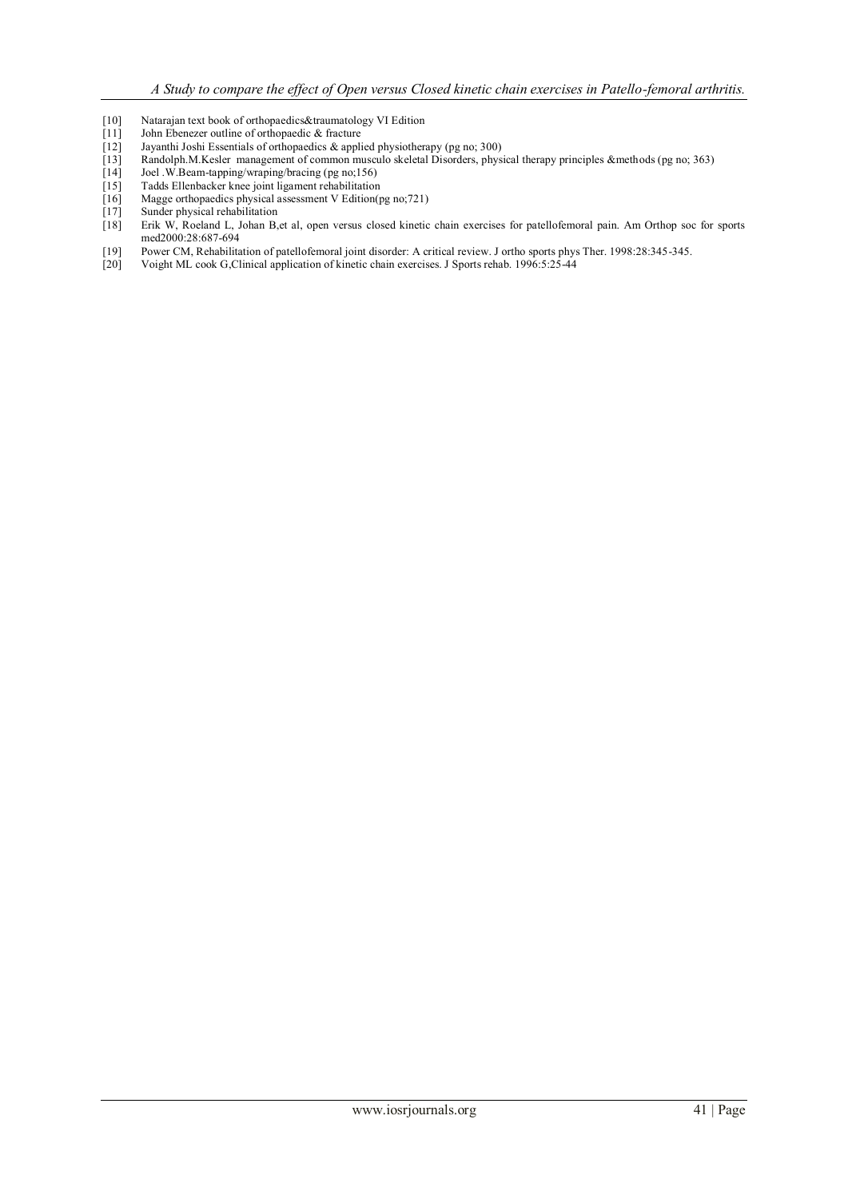[10] Natarajan text book of orthopaedics&traumatology VI Edition
[11] John Ebenezer outline of orthopaedic & fracture
[12] Jayanthi Joshi Essentials of orthopaedics & applied physiotherapy (pg no; 300)
[13] Randolph.M.Kesler management of common musculo skeletal Disorders, physical therapy principles &methods (pg no; 363)
[14] Joel .W.Beam-tapping/wraping/bracing (pg no;156)
[15] Tadds Ellenbacker knee joint ligament rehabilitation
[16] Magge orthopaedics physical assessment V Edition(pg no;721)
[17] Sunder physical rehabilitation
[18] Erik W, Roeland L, Johan B,et al, open versus closed kinetic chain exercises for patellofemoral pain. Am Orthop soc for sports med2000:28:687-694
[19] Power CM, Rehabilitation of patellofemoral joint disorder: A critical review. J ortho sports phys Ther. 1998:28:345-345.
[20] Voight ML cook G,Clinical application of kinetic chain exercises. J Sports rehab. 1996:5:25-44